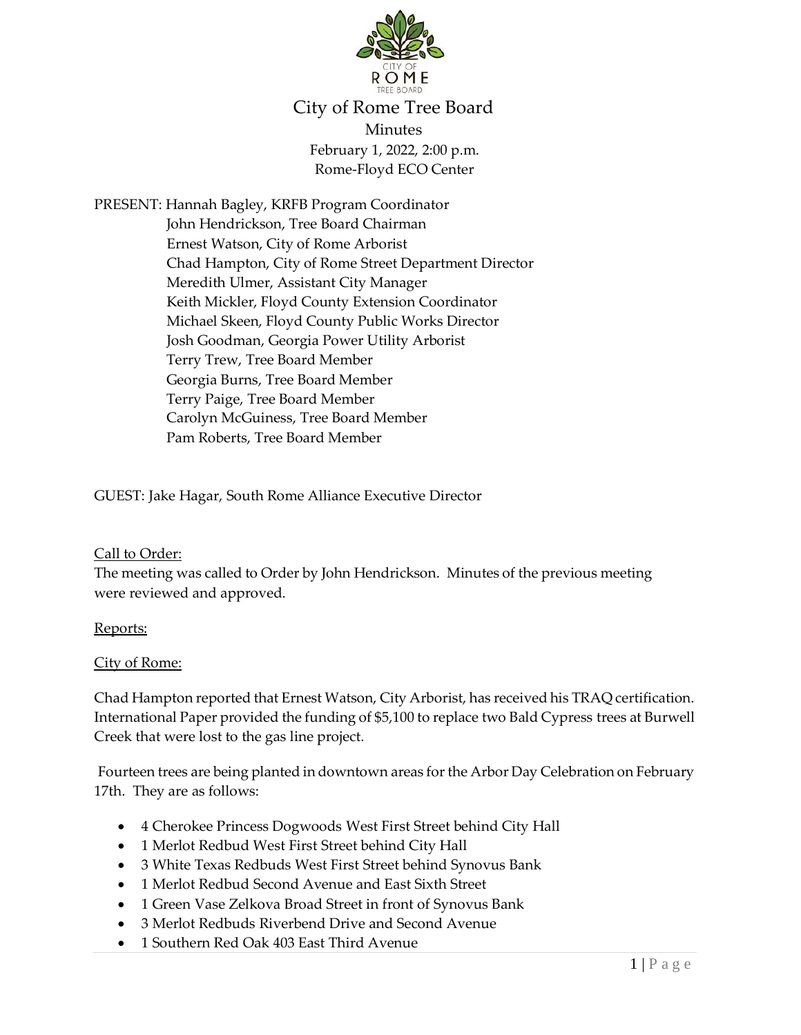# City of Rome Tree Board

Minutes

February 1, 2022, 2:00 p.m.

Rome-Floyd ECO Center

PRESENT: Hannah Bagley, KRFB Program Coordinator
John Hendrickson, Tree Board Chairman
Ernest Watson, City of Rome Arborist
Chad Hampton, City of Rome Street Department Director
Meredith Ulmer, Assistant City Manager
Keith Mickler, Floyd County Extension Coordinator
Michael Skeen, Floyd County Public Works Director
Josh Goodman, Georgia Power Utility Arborist
Terry Trew, Tree Board Member
Georgia Burns, Tree Board Member
Terry Paige, Tree Board Member
Carolyn McGuiness, Tree Board Member
Pam Roberts, Tree Board Member

GUEST: Jake Hagar, South Rome Alliance Executive Director

Call to Order:

The meeting was called to Order by John Hendrickson. Minutes of the previous meeting were reviewed and approved.

Reports:

City of Rome:

Chad Hampton reported that Ernest Watson, City Arborist, has received his TRAQ certification. International Paper provided the funding of $5,100 to replace two Bald Cypress trees at Burwell Creek that were lost to the gas line project.

Fourteen trees are being planted in downtown areas for the Arbor Day Celebration on February 17th. They are as follows:

- 4 Cherokee Princess Dogwoods West First Street behind City Hall
- 1 Merlot Redbud West First Street behind City Hall
- 3 White Texas Redbuds West First Street behind Synovus Bank
- 1 Merlot Redbud Second Avenue and East Sixth Street
- 1 Green Vase Zelkova Broad Street in front of Synovus Bank
- 3 Merlot Redbuds Riverbend Drive and Second Avenue
- 1 Southern Red Oak 403 East Third Avenue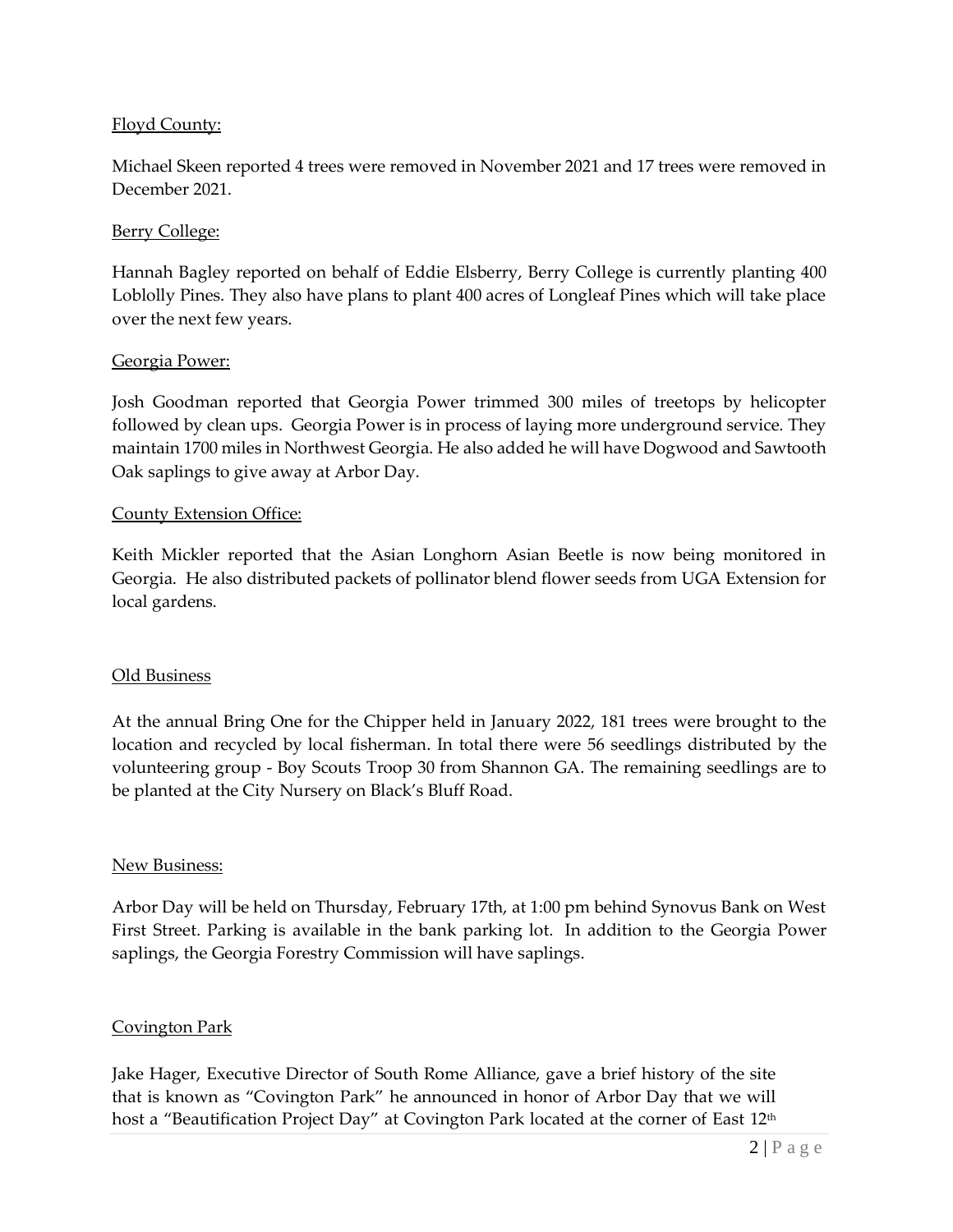Floyd County:

Michael Skeen reported 4 trees were removed in November 2021 and 17 trees were removed in December 2021.

Berry College:

Hannah Bagley reported on behalf of Eddie Elsberry, Berry College is currently planting 400 Loblolly Pines. They also have plans to plant 400 acres of Longleaf Pines which will take place over the next few years.

Georgia Power:

Josh Goodman reported that Georgia Power trimmed 300 miles of treetops by helicopter followed by clean ups. Georgia Power is in process of laying more underground service. They maintain 1700 miles in Northwest Georgia. He also added he will have Dogwood and Sawtooth Oak saplings to give away at Arbor Day.

County Extension Office:

Keith Mickler reported that the Asian Longhorn Asian Beetle is now being monitored in Georgia. He also distributed packets of pollinator blend flower seeds from UGA Extension for local gardens.

Old Business

At the annual Bring One for the Chipper held in January 2022, 181 trees were brought to the location and recycled by local fisherman. In total there were 56 seedlings distributed by the volunteering group - Boy Scouts Troop 30 from Shannon GA. The remaining seedlings are to be planted at the City Nursery on Black's Bluff Road.

New Business:

Arbor Day will be held on Thursday, February 17th, at 1:00 pm behind Synovus Bank on West First Street. Parking is available in the bank parking lot. In addition to the Georgia Power saplings, the Georgia Forestry Commission will have saplings.

Covington Park

Jake Hager, Executive Director of South Rome Alliance, gave a brief history of the site that is known as "Covington Park" he announced in honor of Arbor Day that we will host a "Beautification Project Day" at Covington Park located at the corner of East 12th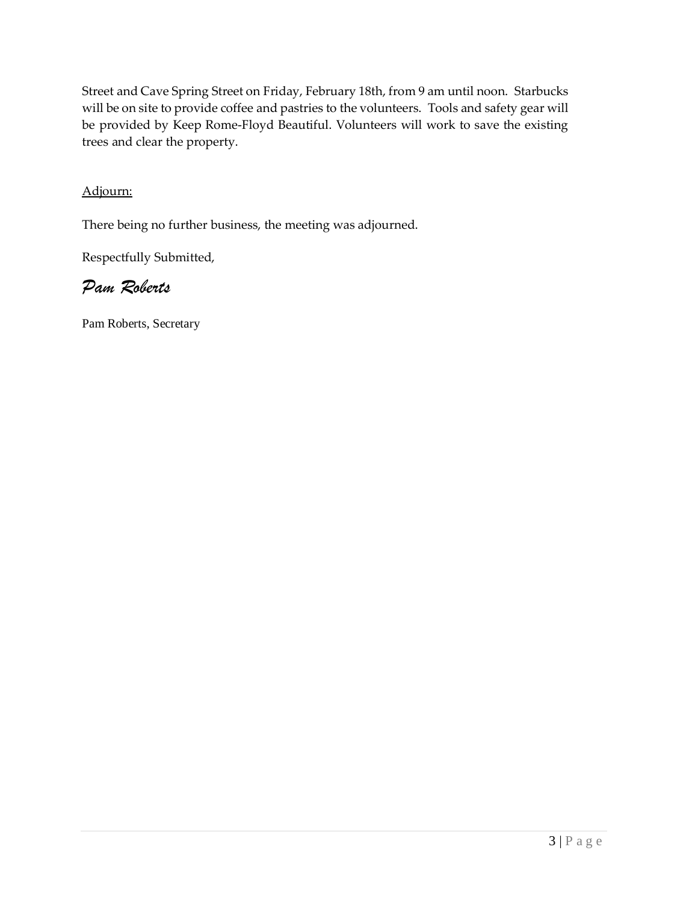Street and Cave Spring Street on Friday, February 18th, from 9 am until noon. Starbucks will be on site to provide coffee and pastries to the volunteers. Tools and safety gear will be provided by Keep Rome-Floyd Beautiful. Volunteers will work to save the existing trees and clear the property.

<u>Adjourn:</u>

There being no further business, the meeting was adjourned.

Respectfully Submitted,

*Pam Roberts*

Pam Roberts, Secretary